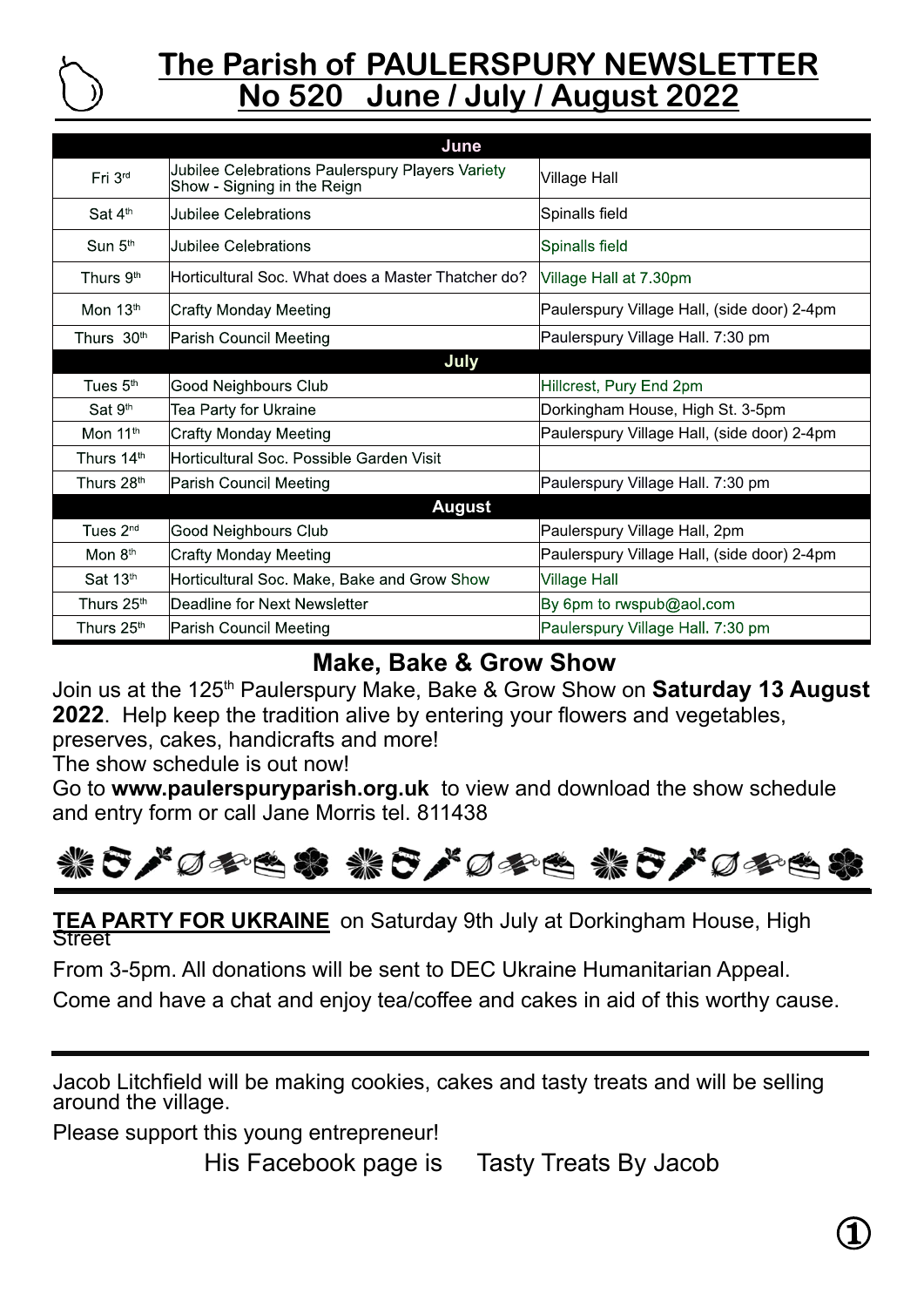# The Parish of PAULERSPURY NEWSLETTER
# No 520 June / July / August 2022

| | June | |
|---|---|---|
| Fri 3rd | Jubilee Celebrations Paulerspury Players Variety Show - Signing in the Reign | Village Hall |
| Sat 4th | Jubilee Celebrations | Spinalls field |
| Sun 5th | Jubilee Celebrations | Spinalls field |
| Thurs 9th | Horticultural Soc. What does a Master Thatcher do? | Village Hall at 7.30pm |
| Mon 13th | Crafty Monday Meeting | Paulerspury Village Hall, (side door) 2-4pm |
| Thurs 30th | Parish Council Meeting | Paulerspury Village Hall. 7:30 pm |
| | **July** | |
| Tues 5th | Good Neighbours Club | Hillcrest, Pury End 2pm |
| Sat 9th | Tea Party for Ukraine | Dorkingham House, High St. 3-5pm |
| Mon 11th | Crafty Monday Meeting | Paulerspury Village Hall, (side door) 2-4pm |
| Thurs 14th | Horticultural Soc. Possible Garden Visit | |
| Thurs 28th | Parish Council Meeting | Paulerspury Village Hall. 7:30 pm |
| | **August** | |
| Tues 2nd | Good Neighbours Club | Paulerspury Village Hall, 2pm |
| Mon 8th | Crafty Monday Meeting | Paulerspury Village Hall, (side door) 2-4pm |
| Sat 13th | Horticultural Soc. Make, Bake and Grow Show | Village Hall |
| Thurs 25th | Deadline for Next Newsletter | By 6pm to rwspub@aol.com |
| Thurs 25th | Parish Council Meeting | Paulerspury Village Hall. 7:30 pm |

## Make, Bake & Grow Show

Join us at the 125th Paulerspury Make, Bake & Grow Show on **Saturday 13 August 2022**. Help keep the tradition alive by entering your flowers and vegetables, preserves, cakes, handicrafts and more!

The show schedule is out now!

Go to **www.paulerspuryparish.org.uk** to view and download the show schedule and entry form or call Jane Morris tel. 811438

---

**TEA PARTY FOR UKRAINE** on Saturday 9th July at Dorkingham House, High Street

From 3-5pm. All donations will be sent to DEC Ukraine Humanitarian Appeal.

Come and have a chat and enjoy tea/coffee and cakes in aid of this worthy cause.

---

Jacob Litchfield will be making cookies, cakes and tasty treats and will be selling around the village.

Please support this young entrepreneur!

His Facebook page is Tasty Treats By Jacob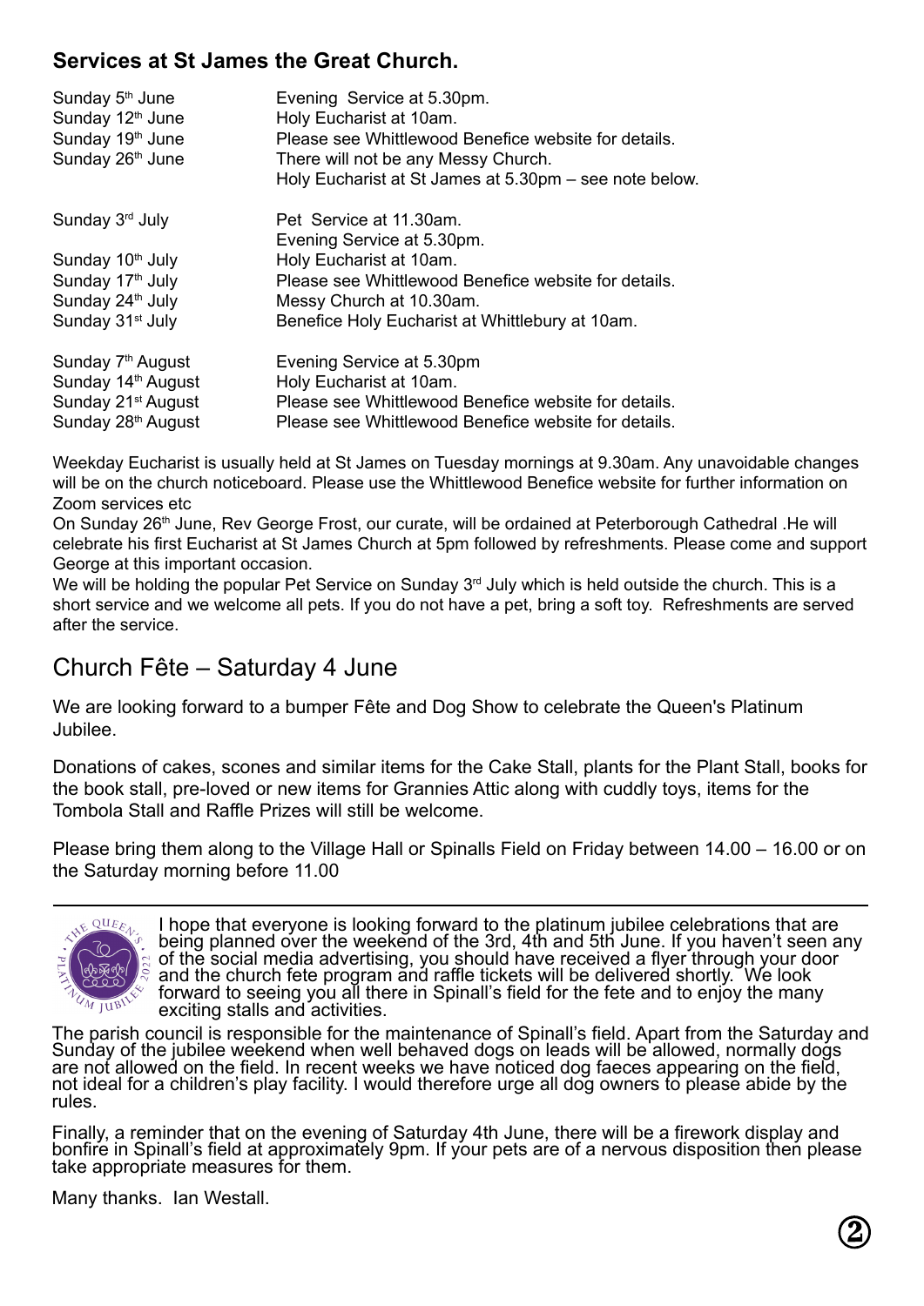## Services at St James the Great Church.

| | |
|---|---|
| Sunday 5th June | Evening Service at 5.30pm. |
| Sunday 12th June | Holy Eucharist at 10am. |
| Sunday 19th June | Please see Whittlewood Benefice website for details. |
| Sunday 26th June | There will not be any Messy Church. |
| | Holy Eucharist at St James at 5.30pm – see note below. |
| Sunday 3rd July | Pet Service at 11.30am. |
| | Evening Service at 5.30pm. |
| Sunday 10th July | Holy Eucharist at 10am. |
| Sunday 17th July | Please see Whittlewood Benefice website for details. |
| Sunday 24th July | Messy Church at 10.30am. |
| Sunday 31st July | Benefice Holy Eucharist at Whittlebury at 10am. |
| Sunday 7th August | Evening Service at 5.30pm |
| Sunday 14th August | Holy Eucharist at 10am. |
| Sunday 21st August | Please see Whittlewood Benefice website for details. |
| Sunday 28th August | Please see Whittlewood Benefice website for details. |

Weekday Eucharist is usually held at St James on Tuesday mornings at 9.30am. Any unavoidable changes will be on the church noticeboard. Please use the Whittlewood Benefice website for further information on Zoom services etc

On Sunday 26th June, Rev George Frost, our curate, will be ordained at Peterborough Cathedral .He will celebrate his first Eucharist at St James Church at 5pm followed by refreshments. Please come and support George at this important occasion.

We will be holding the popular Pet Service on Sunday 3rd July which is held outside the church. This is a short service and we welcome all pets. If you do not have a pet, bring a soft toy. Refreshments are served after the service.

## Church Fête – Saturday 4 June

We are looking forward to a bumper Fête and Dog Show to celebrate the Queen's Platinum Jubilee.

Donations of cakes, scones and similar items for the Cake Stall, plants for the Plant Stall, books for the book stall, pre-loved or new items for Grannies Attic along with cuddly toys, items for the Tombola Stall and Raffle Prizes will still be welcome.

Please bring them along to the Village Hall or Spinalls Field on Friday between 14.00 – 16.00 or on the Saturday morning before 11.00

---

I hope that everyone is looking forward to the platinum jubilee celebrations that are being planned over the weekend of the 3rd, 4th and 5th June. If you haven't seen any of the social media advertising, you should have received a flyer through your door and the church fete program and raffle tickets will be delivered shortly. We look forward to seeing you all there in Spinall's field for the fete and to enjoy the many exciting stalls and activities.

The parish council is responsible for the maintenance of Spinall's field. Apart from the Saturday and Sunday of the jubilee weekend when well behaved dogs on leads will be allowed, normally dogs are not allowed on the field. In recent weeks we have noticed dog faeces appearing on the field, not ideal for a children's play facility. I would therefore urge all dog owners to please abide by the rules.

Finally, a reminder that on the evening of Saturday 4th June, there will be a firework display and bonfire in Spinall's field at approximately 9pm. If your pets are of a nervous disposition then please take appropriate measures for them.

Many thanks. Ian Westall.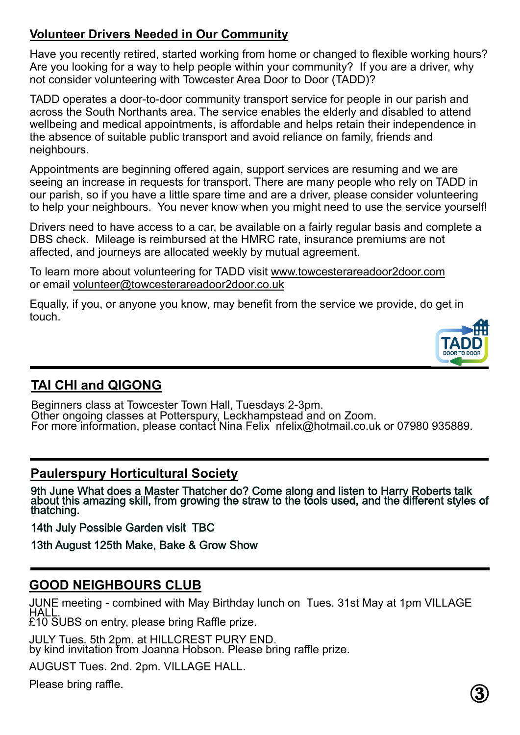## Volunteer Drivers Needed in Our Community

Have you recently retired, started working from home or changed to flexible working hours? Are you looking for a way to help people within your community? If you are a driver, why not consider volunteering with Towcester Area Door to Door (TADD)?

TADD operates a door-to-door community transport service for people in our parish and across the South Northants area. The service enables the elderly and disabled to attend wellbeing and medical appointments, is affordable and helps retain their independence in the absence of suitable public transport and avoid reliance on family, friends and neighbours.

Appointments are beginning offered again, support services are resuming and we are seeing an increase in requests for transport. There are many people who rely on TADD in our parish, so if you have a little spare time and are a driver, please consider volunteering to help your neighbours. You never know when you might need to use the service yourself!

Drivers need to have access to a car, be available on a fairly regular basis and complete a DBS check. Mileage is reimbursed at the HMRC rate, insurance premiums are not affected, and journeys are allocated weekly by mutual agreement.

To learn more about volunteering for TADD visit www.towcesterareadoor2door.com or email volunteer@towcesterareadoor2door.co.uk

Equally, if you, or anyone you know, may benefit from the service we provide, do get in touch.

TADD DOOR TO DOOR

---

## TAI CHI and QIGONG

Beginners class at Towcester Town Hall, Tuesdays 2-3pm.
Other ongoing classes at Potterspury, Leckhampstead and on Zoom.
For more information, please contact Nina Felix nfelix@hotmail.co.uk or 07980 935889.

---

## Paulerspury Horticultural Society

9th June What does a Master Thatcher do? Come along and listen to Harry Roberts talk about this amazing skill, from growing the straw to the tools used, and the different styles of thatching.

14th July Possible Garden visit TBC

13th August 125th Make, Bake & Grow Show

---

## GOOD NEIGHBOURS CLUB

JUNE meeting - combined with May Birthday lunch on Tues. 31st May at 1pm VILLAGE HALL.
£10 SUBS on entry, please bring Raffle prize.

JULY Tues. 5th 2pm. at HILLCREST PURY END.
by kind invitation from Joanna Hobson. Please bring raffle prize.

AUGUST Tues. 2nd. 2pm. VILLAGE HALL.

Please bring raffle.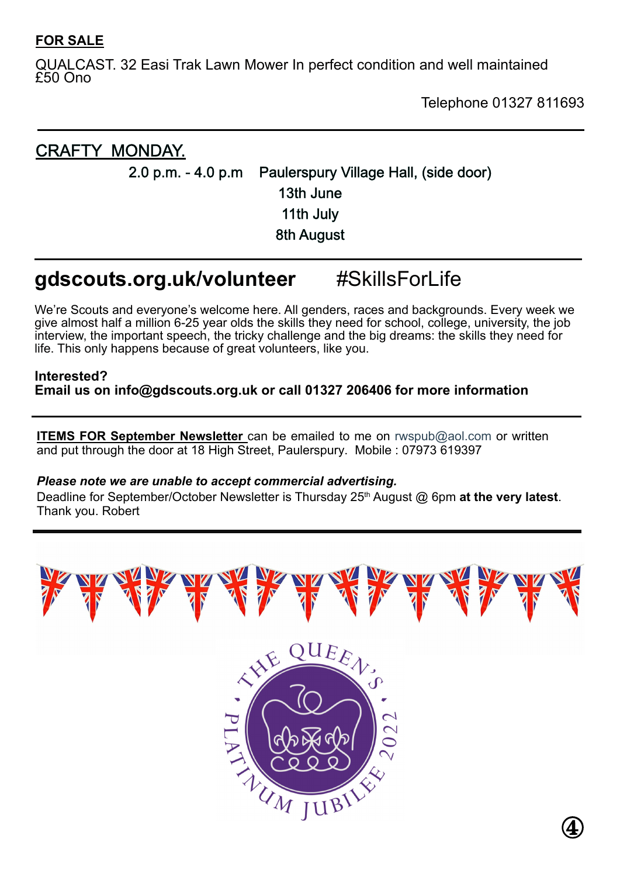**FOR SALE**

QUALCAST. 32 Easi Trak Lawn Mower In perfect condition and well maintained £50 Ono

Telephone 01327 811693

---

CRAFTY MONDAY.

2.0 p.m. - 4.0 p.m Paulerspury Village Hall, (side door)

13th June

11th July

8th August

---

## gdscouts.org.uk/volunteer #SkillsForLife

We're Scouts and everyone's welcome here. All genders, races and backgrounds. Every week we give almost half a million 6-25 year olds the skills they need for school, college, university, the job interview, the important speech, the tricky challenge and the big dreams: the skills they need for life. This only happens because of great volunteers, like you.

**Interested?**
**Email us on info@gdscouts.org.uk or call 01327 206406 for more information**

---

**ITEMS FOR September Newsletter** can be emailed to me on rwspub@aol.com or written and put through the door at 18 High Street, Paulerspury. Mobile : 07973 619397

***Please note we are unable to accept commercial advertising.***

Deadline for September/October Newsletter is Thursday 25th August @ 6pm **at the very latest**.
Thank you. Robert

---

THE QUEEN'S PLATINUM JUBILEE 2022